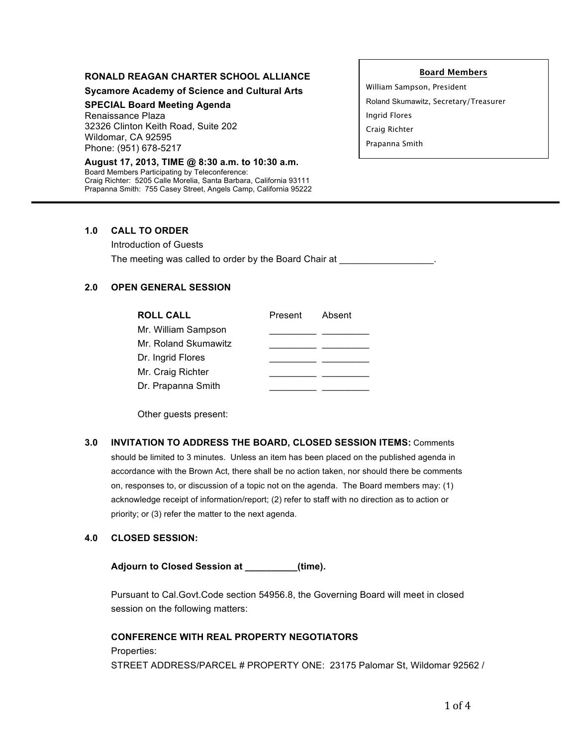**RONALD REAGAN CHARTER SCHOOL ALLIANCE**

**Sycamore Academy of Science and Cultural Arts**

**SPECIAL Board Meeting Agenda**

Renaissance Plaza
32326 Clinton Keith Road, Suite 202
Wildomar, CA 92595
Phone: (951) 678-5217

**August 17, 2013, TIME @ 8:30 a.m. to 10:30 a.m.**

Board Members Participating by Teleconference:
Craig Richter: 5205 Calle Morelia, Santa Barbara, California 93111
Prapanna Smith: 755 Casey Street, Angels Camp, California 95222

**Board Members**

William Sampson, President
Roland Skumawitz, Secretary/Treasurer
Ingrid Flores
Craig Richter
Prapanna Smith

---

**1.0 CALL TO ORDER**

Introduction of Guests

The meeting was called to order by the Board Chair at _________________.

**2.0 OPEN GENERAL SESSION**

| **ROLL CALL** | Present | Absent |
|---|---|---|
| Mr. William Sampson | _________ | _________ |
| Mr. Roland Skumawitz | _________ | _________ |
| Dr. Ingrid Flores | _________ | _________ |
| Mr. Craig Richter | _________ | _________ |
| Dr. Prapanna Smith | _________ | _________ |

Other guests present:

**3.0 INVITATION TO ADDRESS THE BOARD, CLOSED SESSION ITEMS:** Comments should be limited to 3 minutes. Unless an item has been placed on the published agenda in accordance with the Brown Act, there shall be no action taken, nor should there be comments on, responses to, or discussion of a topic not on the agenda. The Board members may: (1) acknowledge receipt of information/report; (2) refer to staff with no direction as to action or priority; or (3) refer the matter to the next agenda.

**4.0 CLOSED SESSION:**

**Adjourn to Closed Session at __________(time).**

Pursuant to Cal.Govt.Code section 54956.8, the Governing Board will meet in closed session on the following matters:

**CONFERENCE WITH REAL PROPERTY NEGOTIATORS**

Properties:

STREET ADDRESS/PARCEL # PROPERTY ONE: 23175 Palomar St, Wildomar 92562 /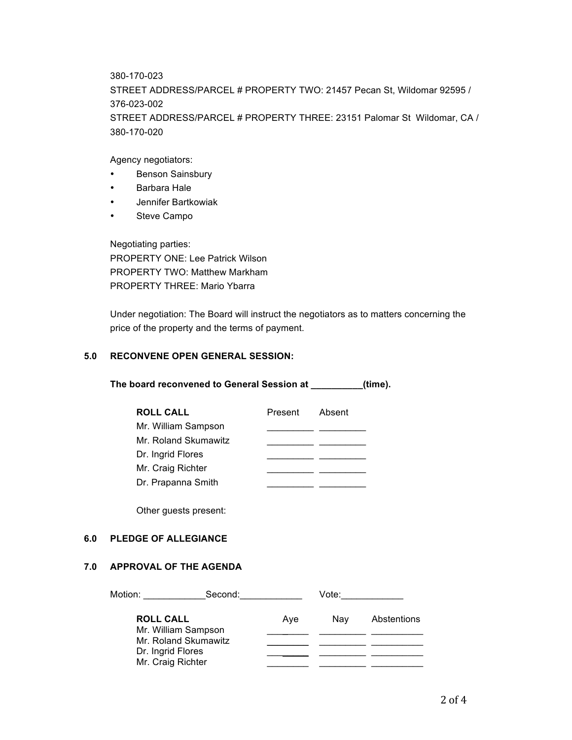380-170-023
STREET ADDRESS/PARCEL # PROPERTY TWO: 21457 Pecan St, Wildomar 92595 / 376-023-002
STREET ADDRESS/PARCEL # PROPERTY THREE: 23151 Palomar St Wildomar, CA / 380-170-020

Agency negotiators:

- Benson Sainsbury
- Barbara Hale
- Jennifer Bartkowiak
- Steve Campo

Negotiating parties:
PROPERTY ONE: Lee Patrick Wilson
PROPERTY TWO: Matthew Markham
PROPERTY THREE: Mario Ybarra

Under negotiation: The Board will instruct the negotiators as to matters concerning the price of the property and the terms of payment.

## 5.0 RECONVENE OPEN GENERAL SESSION:

**The board reconvened to General Session at __________(time).**

| **ROLL CALL** | Present | Absent |
|---|---|---|
| Mr. William Sampson | _________ | _________ |
| Mr. Roland Skumawitz | _________ | _________ |
| Dr. Ingrid Flores | _________ | _________ |
| Mr. Craig Richter | _________ | _________ |
| Dr. Prapanna Smith | _________ | _________ |

Other guests present:

## 6.0 PLEDGE OF ALLEGIANCE

## 7.0 APPROVAL OF THE AGENDA

Motion: ____________Second:____________ Vote:____________

| **ROLL CALL** | Aye | Nay | Abstentions |
|---|---|---|---|
| Mr. William Sampson | ________ | _________ | __________ |
| Mr. Roland Skumawitz | ________ | _________ | __________ |
| Dr. Ingrid Flores | ________ | _________ | __________ |
| Mr. Craig Richter | ________ | _________ | __________ |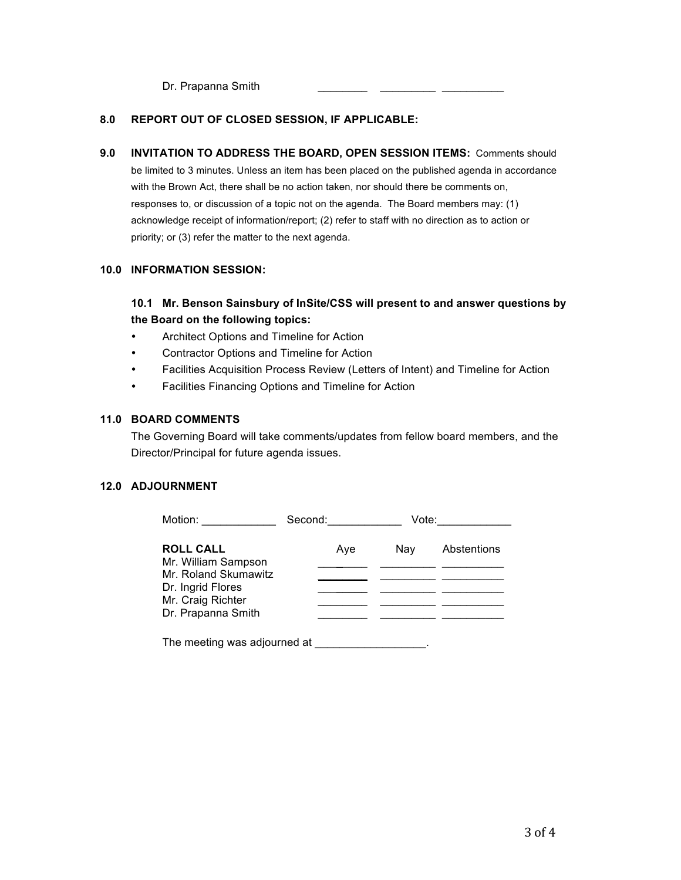| Dr. Prapanna Smith | ________ | _________ | __________ |
|---|---|---|---|

**8.0 REPORT OUT OF CLOSED SESSION, IF APPLICABLE:**

**9.0 INVITATION TO ADDRESS THE BOARD, OPEN SESSION ITEMS:** Comments should be limited to 3 minutes. Unless an item has been placed on the published agenda in accordance with the Brown Act, there shall be no action taken, nor should there be comments on, responses to, or discussion of a topic not on the agenda. The Board members may: (1) acknowledge receipt of information/report; (2) refer to staff with no direction as to action or priority; or (3) refer the matter to the next agenda.

**10.0 INFORMATION SESSION:**

**10.1 Mr. Benson Sainsbury of InSite/CSS will present to and answer questions by the Board on the following topics:**

- Architect Options and Timeline for Action
- Contractor Options and Timeline for Action
- Facilities Acquisition Process Review (Letters of Intent) and Timeline for Action
- Facilities Financing Options and Timeline for Action

**11.0 BOARD COMMENTS**

The Governing Board will take comments/updates from fellow board members, and the Director/Principal for future agenda issues.

**12.0 ADJOURNMENT**

Motion: ____________ Second:____________ Vote:____________

| **ROLL CALL** | Aye | Nay | Abstentions |
|---|---|---|---|
| Mr. William Sampson | ________ | _________ | __________ |
| Mr. Roland Skumawitz | ________ | _________ | __________ |
| Dr. Ingrid Flores | ________ | _________ | __________ |
| Mr. Craig Richter | ________ | _________ | __________ |
| Dr. Prapanna Smith | ________ | _________ | __________ |

The meeting was adjourned at _________________.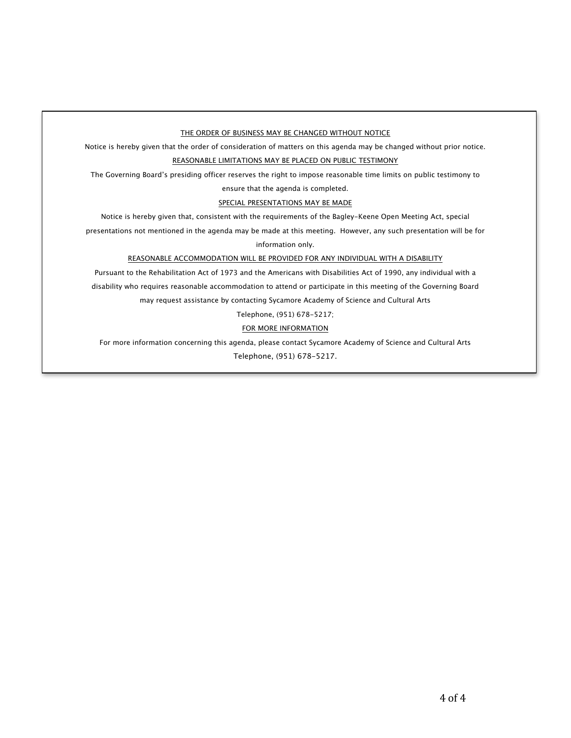THE ORDER OF BUSINESS MAY BE CHANGED WITHOUT NOTICE

Notice is hereby given that the order of consideration of matters on this agenda may be changed without prior notice.

REASONABLE LIMITATIONS MAY BE PLACED ON PUBLIC TESTIMONY

The Governing Board's presiding officer reserves the right to impose reasonable time limits on public testimony to ensure that the agenda is completed.

SPECIAL PRESENTATIONS MAY BE MADE

Notice is hereby given that, consistent with the requirements of the Bagley-Keene Open Meeting Act, special presentations not mentioned in the agenda may be made at this meeting. However, any such presentation will be for information only.

REASONABLE ACCOMMODATION WILL BE PROVIDED FOR ANY INDIVIDUAL WITH A DISABILITY

Pursuant to the Rehabilitation Act of 1973 and the Americans with Disabilities Act of 1990, any individual with a disability who requires reasonable accommodation to attend or participate in this meeting of the Governing Board may request assistance by contacting Sycamore Academy of Science and Cultural Arts

Telephone, (951) 678-5217;

FOR MORE INFORMATION

For more information concerning this agenda, please contact Sycamore Academy of Science and Cultural Arts

Telephone, (951) 678-5217.